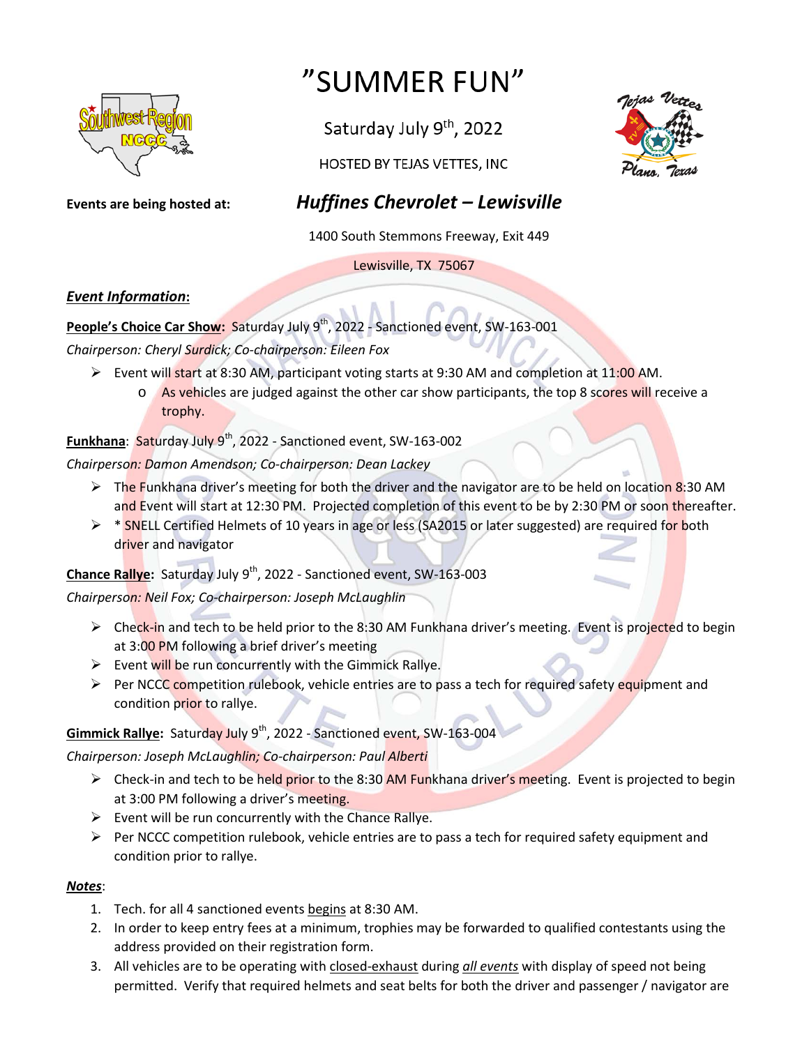# "SUMMER FUN"

Saturday July 9th, 2022

HOSTED BY TEJAS VETTES, INC

**Events are being hosted at:** ***Huffines Chevrolet – Lewisville***

1400 South Stemmons Freeway, Exit 449

Lewisville, TX 75067

***Event Information*:**

**People's Choice Car Show:** Saturday July 9th, 2022 - Sanctioned event, SW-163-001

*Chairperson: Cheryl Surdick; Co-chairperson: Eileen Fox*

- Event will start at 8:30 AM, participant voting starts at 9:30 AM and completion at 11:00 AM.
  - As vehicles are judged against the other car show participants, the top 8 scores will receive a trophy.

**Funkhana**: Saturday July 9th, 2022 - Sanctioned event, SW-163-002

*Chairperson: Damon Amendson; Co-chairperson: Dean Lackey*

- The Funkhana driver's meeting for both the driver and the navigator are to be held on location 8:30 AM and Event will start at 12:30 PM. Projected completion of this event to be by 2:30 PM or soon thereafter.
- * SNELL Certified Helmets of 10 years in age or less (SA2015 or later suggested) are required for both driver and navigator

**Chance Rallye:** Saturday July 9th, 2022 - Sanctioned event, SW-163-003

*Chairperson: Neil Fox; Co-chairperson: Joseph McLaughlin*

- Check-in and tech to be held prior to the 8:30 AM Funkhana driver's meeting. Event is projected to begin at 3:00 PM following a brief driver's meeting
- Event will be run concurrently with the Gimmick Rallye.
- Per NCCC competition rulebook, vehicle entries are to pass a tech for required safety equipment and condition prior to rallye.

**Gimmick Rallye:** Saturday July 9th, 2022 - Sanctioned event, SW-163-004

*Chairperson: Joseph McLaughlin; Co-chairperson: Paul Alberti*

- Check-in and tech to be held prior to the 8:30 AM Funkhana driver's meeting. Event is projected to begin at 3:00 PM following a driver's meeting.
- Event will be run concurrently with the Chance Rallye.
- Per NCCC competition rulebook, vehicle entries are to pass a tech for required safety equipment and condition prior to rallye.

***Notes***:

1. Tech. for all 4 sanctioned events begins at 8:30 AM.
2. In order to keep entry fees at a minimum, trophies may be forwarded to qualified contestants using the address provided on their registration form.
3. All vehicles are to be operating with closed-exhaust during ***all events*** with display of speed not being permitted. Verify that required helmets and seat belts for both the driver and passenger / navigator are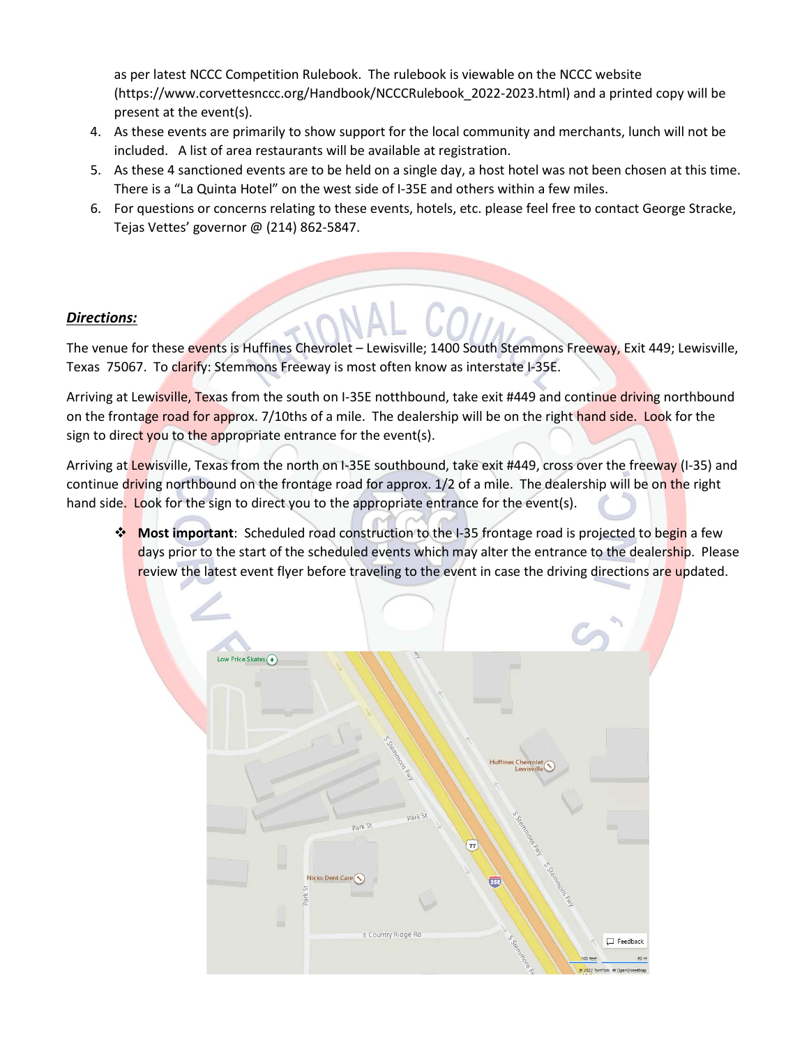as per latest NCCC Competition Rulebook. The rulebook is viewable on the NCCC website (https://www.corvettesnccc.org/Handbook/NCCCRulebook_2022-2023.html) and a printed copy will be present at the event(s).

4. As these events are primarily to show support for the local community and merchants, lunch will not be included. A list of area restaurants will be available at registration.
5. As these 4 sanctioned events are to be held on a single day, a host hotel was not been chosen at this time. There is a "La Quinta Hotel" on the west side of I-35E and others within a few miles.
6. For questions or concerns relating to these events, hotels, etc. please feel free to contact George Stracke, Tejas Vettes' governor @ (214) 862-5847.

***Directions:***

The venue for these events is Huffines Chevrolet – Lewisville; 1400 South Stemmons Freeway, Exit 449; Lewisville, Texas 75067. To clarify: Stemmons Freeway is most often know as interstate I-35E.

Arriving at Lewisville, Texas from the south on I-35E notthbound, take exit #449 and continue driving northbound on the frontage road for approx. 7/10ths of a mile. The dealership will be on the right hand side. Look for the sign to direct you to the appropriate entrance for the event(s).

Arriving at Lewisville, Texas from the north on I-35E southbound, take exit #449, cross over the freeway (I-35) and continue driving northbound on the frontage road for approx. 1/2 of a mile. The dealership will be on the right hand side. Look for the sign to direct you to the appropriate entrance for the event(s).

- **Most important**: Scheduled road construction to the I-35 frontage road is projected to begin a few days prior to the start of the scheduled events which may alter the entrance to the dealership. Please review the latest event flyer before traveling to the event in case the driving directions are updated.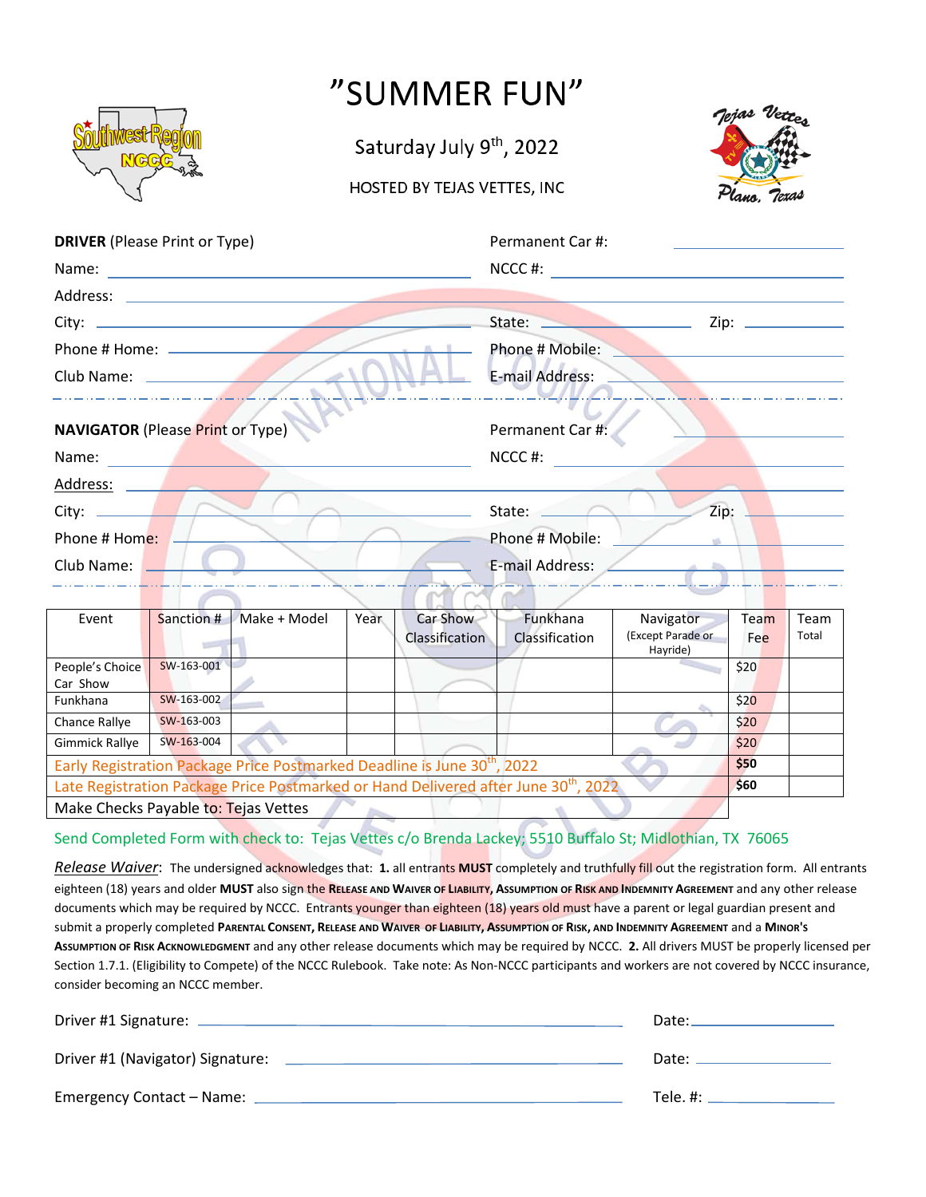# "SUMMER FUN"

Saturday July 9th, 2022

HOSTED BY TEJAS VETTES, INC

**DRIVER** (Please Print or Type) Permanent Car #: ____________

Name: ____________ NCCC #: ____________

Address: ____________

City: ____________ State: ____________ Zip: ____________

Phone # Home: ____________ Phone # Mobile: ____________

Club Name: ____________ E-mail Address: ____________

**NAVIGATOR** (Please Print or Type) Permanent Car #: ____________

Name: ____________ NCCC #: ____________

Address: ____________

City: ____________ State: ____________ Zip: ____________

Phone # Home: ____________ Phone # Mobile: ____________

Club Name: ____________ E-mail Address: ____________

| Event | Sanction # | Make + Model | Year | Car Show Classification | Funkhana Classification | Navigator (Except Parade or Hayride) | Team Fee | Team Total |
|---|---|---|---|---|---|---|---|---|
| People's Choice Car Show | SW-163-001 | | | | | | $20 | |
| Funkhana | SW-163-002 | | | | | | $20 | |
| Chance Rallye | SW-163-003 | | | | | | $20 | |
| Gimmick Rallye | SW-163-004 | | | | | | $20 | |
| Early Registration Package Price Postmarked Deadline is June 30th, 2022 | | | | | | | **$50** | |
| Late Registration Package Price Postmarked or Hand Delivered after June 30th, 2022 | | | | | | | **$60** | |
| Make Checks Payable to: Tejas Vettes | | | | | | | | |

Send Completed Form with check to: Tejas Vettes c/o Brenda Lackey; 5510 Buffalo St; Midlothian, TX 76065

*Release Waiver*: The undersigned acknowledges that: **1.** all entrants **MUST** completely and truthfully fill out the registration form. All entrants eighteen (18) years and older **MUST** also sign the **RELEASE AND WAIVER OF LIABILITY, ASSUMPTION OF RISK AND INDEMNITY AGREEMENT** and any other release documents which may be required by NCCC. Entrants younger than eighteen (18) years old must have a parent or legal guardian present and submit a properly completed **PARENTAL CONSENT, RELEASE AND WAIVER OF LIABILITY, ASSUMPTION OF RISK, AND INDEMNITY AGREEMENT** and a **MINOR'S ASSUMPTION OF RISK ACKNOWLEDGMENT** and any other release documents which may be required by NCCC. **2.** All drivers MUST be properly licensed per Section 1.7.1. (Eligibility to Compete) of the NCCC Rulebook. Take note: As Non-NCCC participants and workers are not covered by NCCC insurance, consider becoming an NCCC member.

Driver #1 Signature: ____________ Date: ____________

Driver #1 (Navigator) Signature: ____________ Date: ____________

Emergency Contact – Name: ____________ Tele. #: ____________